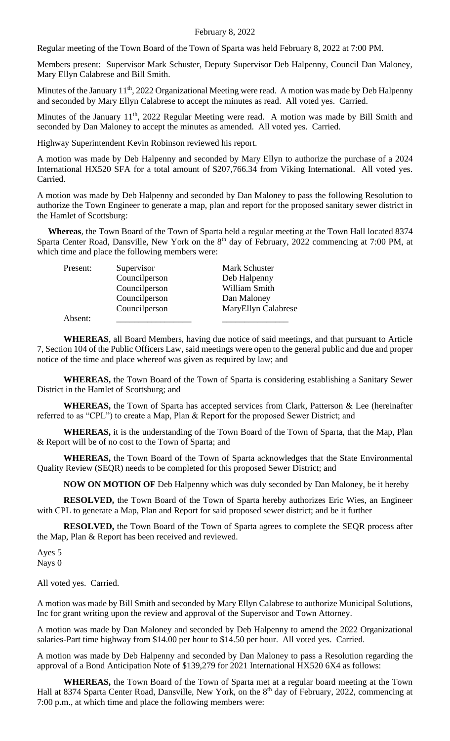February 8, 2022

Regular meeting of the Town Board of the Town of Sparta was held February 8, 2022 at 7:00 PM.

Members present: Supervisor Mark Schuster, Deputy Supervisor Deb Halpenny, Council Dan Maloney, Mary Ellyn Calabrese and Bill Smith.

Minutes of the January 11th, 2022 Organizational Meeting were read. A motion was made by Deb Halpenny and seconded by Mary Ellyn Calabrese to accept the minutes as read. All voted yes. Carried.

Minutes of the January 11th, 2022 Regular Meeting were read. A motion was made by Bill Smith and seconded by Dan Maloney to accept the minutes as amended. All voted yes. Carried.

Highway Superintendent Kevin Robinson reviewed his report.

A motion was made by Deb Halpenny and seconded by Mary Ellyn to authorize the purchase of a 2024 International HX520 SFA for a total amount of $207,766.34 from Viking International. All voted yes. Carried.

A motion was made by Deb Halpenny and seconded by Dan Maloney to pass the following Resolution to authorize the Town Engineer to generate a map, plan and report for the proposed sanitary sewer district in the Hamlet of Scottsburg:

**Whereas**, the Town Board of the Town of Sparta held a regular meeting at the Town Hall located 8374 Sparta Center Road, Dansville, New York on the 8th day of February, 2022 commencing at 7:00 PM, at which time and place the following members were:

| | | |
|---|---|---|
| Present: | Supervisor | Mark Schuster |
| | Councilperson | Deb Halpenny |
| | Councilperson | William Smith |
| | Councilperson | Dan Maloney |
| | Councilperson | MaryEllyn Calabrese |
| Absent: | \_\_\_\_\_\_\_\_\_\_\_\_\_\_\_\_ | \_\_\_\_\_\_\_\_\_\_\_\_\_\_\_ |

**WHEREAS**, all Board Members, having due notice of said meetings, and that pursuant to Article 7, Section 104 of the Public Officers Law, said meetings were open to the general public and due and proper notice of the time and place whereof was given as required by law; and

**WHEREAS,** the Town Board of the Town of Sparta is considering establishing a Sanitary Sewer District in the Hamlet of Scottsburg; and

**WHEREAS,** the Town of Sparta has accepted services from Clark, Patterson & Lee (hereinafter referred to as "CPL") to create a Map, Plan & Report for the proposed Sewer District; and

**WHEREAS,** it is the understanding of the Town Board of the Town of Sparta, that the Map, Plan & Report will be of no cost to the Town of Sparta; and

**WHEREAS,** the Town Board of the Town of Sparta acknowledges that the State Environmental Quality Review (SEQR) needs to be completed for this proposed Sewer District; and

**NOW ON MOTION OF** Deb Halpenny which was duly seconded by Dan Maloney, be it hereby

**RESOLVED,** the Town Board of the Town of Sparta hereby authorizes Eric Wies, an Engineer with CPL to generate a Map, Plan and Report for said proposed sewer district; and be it further

**RESOLVED,** the Town Board of the Town of Sparta agrees to complete the SEQR process after the Map, Plan & Report has been received and reviewed.

Ayes 5
Nays 0

All voted yes. Carried.

A motion was made by Bill Smith and seconded by Mary Ellyn Calabrese to authorize Municipal Solutions, Inc for grant writing upon the review and approval of the Supervisor and Town Attorney.

A motion was made by Dan Maloney and seconded by Deb Halpenny to amend the 2022 Organizational salaries-Part time highway from $14.00 per hour to $14.50 per hour. All voted yes. Carried.

A motion was made by Deb Halpenny and seconded by Dan Maloney to pass a Resolution regarding the approval of a Bond Anticipation Note of $139,279 for 2021 International HX520 6X4 as follows:

**WHEREAS,** the Town Board of the Town of Sparta met at a regular board meeting at the Town Hall at 8374 Sparta Center Road, Dansville, New York, on the 8th day of February, 2022, commencing at 7:00 p.m., at which time and place the following members were: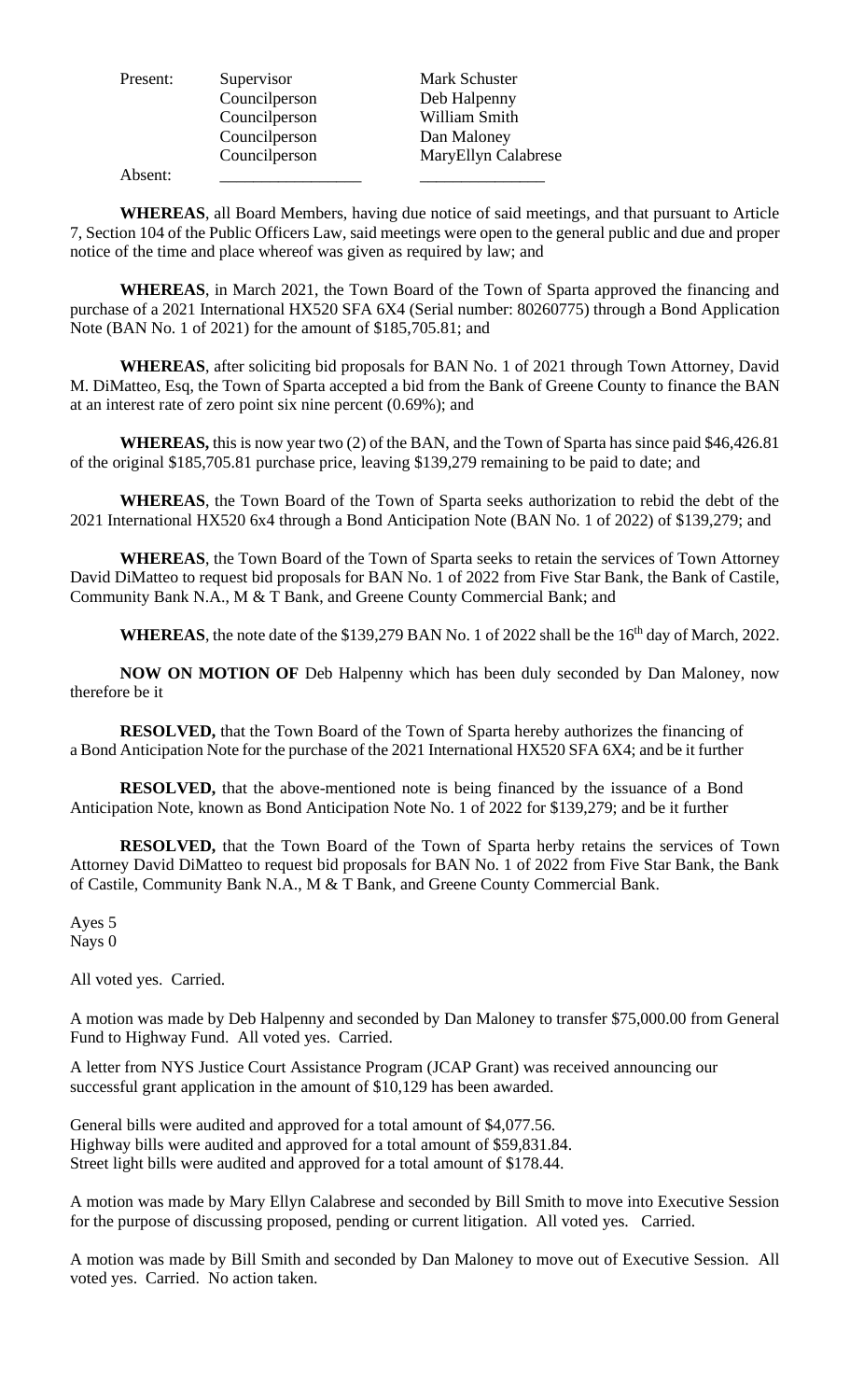| Present: | Supervisor | Mark Schuster |
| --- | --- | --- |
| | Councilperson | Deb Halpenny |
| | Councilperson | William Smith |
| | Councilperson | Dan Maloney |
| | Councilperson | MaryEllyn Calabrese |
| Absent: | \_\_\_\_\_\_\_\_\_\_\_\_\_\_\_\_\_ | \_\_\_\_\_\_\_\_\_\_\_\_\_\_\_\_ |

**WHEREAS**, all Board Members, having due notice of said meetings, and that pursuant to Article 7, Section 104 of the Public Officers Law, said meetings were open to the general public and due and proper notice of the time and place whereof was given as required by law; and

**WHEREAS**, in March 2021, the Town Board of the Town of Sparta approved the financing and purchase of a 2021 International HX520 SFA 6X4 (Serial number: 80260775) through a Bond Application Note (BAN No. 1 of 2021) for the amount of $185,705.81; and

**WHEREAS**, after soliciting bid proposals for BAN No. 1 of 2021 through Town Attorney, David M. DiMatteo, Esq, the Town of Sparta accepted a bid from the Bank of Greene County to finance the BAN at an interest rate of zero point six nine percent (0.69%); and

**WHEREAS,** this is now year two (2) of the BAN, and the Town of Sparta has since paid $46,426.81 of the original $185,705.81 purchase price, leaving $139,279 remaining to be paid to date; and

**WHEREAS**, the Town Board of the Town of Sparta seeks authorization to rebid the debt of the 2021 International HX520 6x4 through a Bond Anticipation Note (BAN No. 1 of 2022) of $139,279; and

**WHEREAS**, the Town Board of the Town of Sparta seeks to retain the services of Town Attorney David DiMatteo to request bid proposals for BAN No. 1 of 2022 from Five Star Bank, the Bank of Castile, Community Bank N.A., M & T Bank, and Greene County Commercial Bank; and

**WHEREAS**, the note date of the $139,279 BAN No. 1 of 2022 shall be the 16th day of March, 2022.

**NOW ON MOTION OF** Deb Halpenny which has been duly seconded by Dan Maloney, now therefore be it

**RESOLVED,** that the Town Board of the Town of Sparta hereby authorizes the financing of a Bond Anticipation Note for the purchase of the 2021 International HX520 SFA 6X4; and be it further

**RESOLVED,** that the above-mentioned note is being financed by the issuance of a Bond Anticipation Note, known as Bond Anticipation Note No. 1 of 2022 for $139,279; and be it further

**RESOLVED,** that the Town Board of the Town of Sparta herby retains the services of Town Attorney David DiMatteo to request bid proposals for BAN No. 1 of 2022 from Five Star Bank, the Bank of Castile, Community Bank N.A., M & T Bank, and Greene County Commercial Bank.

Ayes 5
Nays 0

All voted yes. Carried.

A motion was made by Deb Halpenny and seconded by Dan Maloney to transfer $75,000.00 from General Fund to Highway Fund. All voted yes. Carried.

A letter from NYS Justice Court Assistance Program (JCAP Grant) was received announcing our successful grant application in the amount of $10,129 has been awarded.

General bills were audited and approved for a total amount of $4,077.56.
Highway bills were audited and approved for a total amount of $59,831.84.
Street light bills were audited and approved for a total amount of $178.44.

A motion was made by Mary Ellyn Calabrese and seconded by Bill Smith to move into Executive Session for the purpose of discussing proposed, pending or current litigation. All voted yes. Carried.

A motion was made by Bill Smith and seconded by Dan Maloney to move out of Executive Session. All voted yes. Carried. No action taken.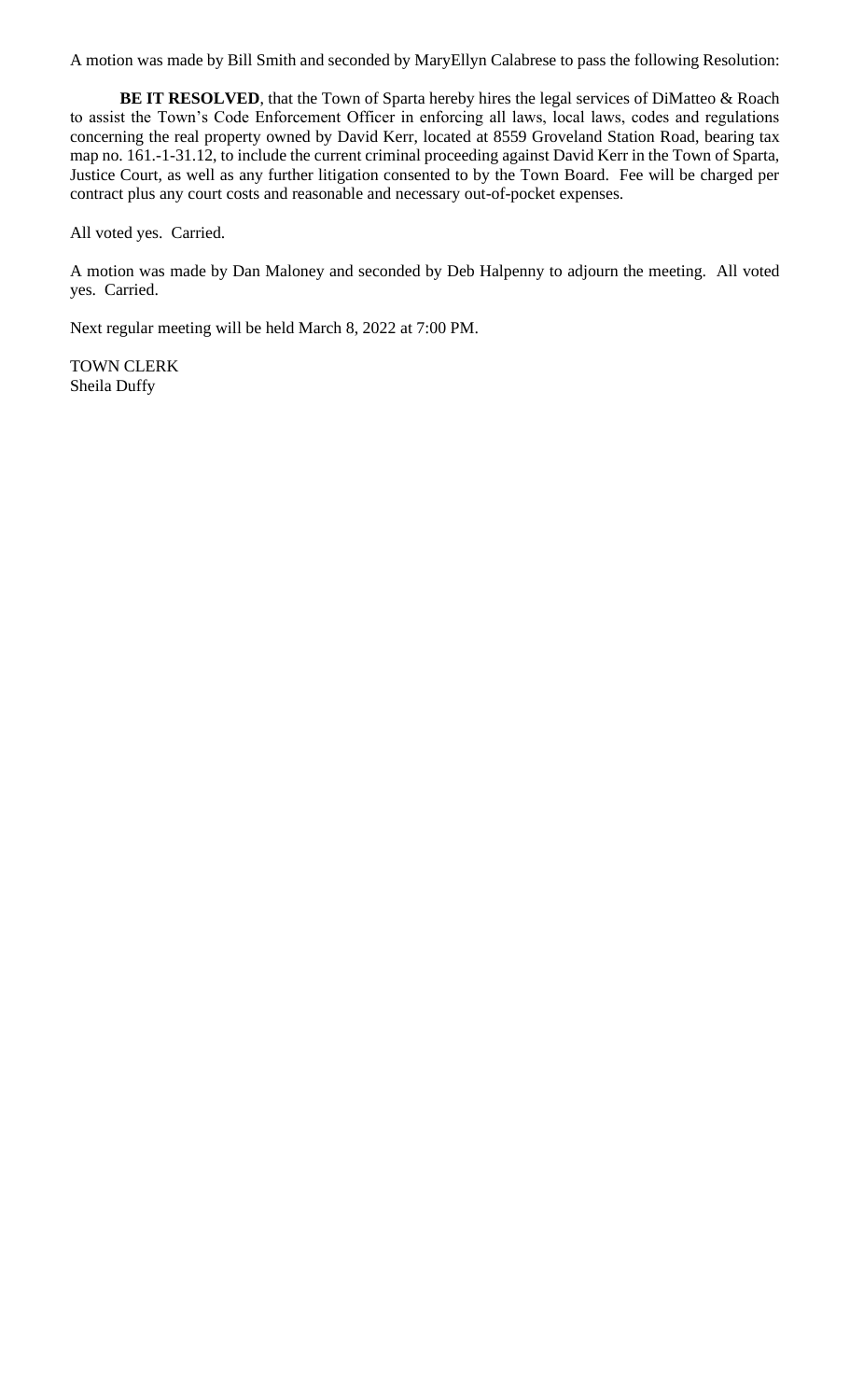A motion was made by Bill Smith and seconded by MaryEllyn Calabrese to pass the following Resolution:

**BE IT RESOLVED**, that the Town of Sparta hereby hires the legal services of DiMatteo & Roach to assist the Town's Code Enforcement Officer in enforcing all laws, local laws, codes and regulations concerning the real property owned by David Kerr, located at 8559 Groveland Station Road, bearing tax map no. 161.-1-31.12, to include the current criminal proceeding against David Kerr in the Town of Sparta, Justice Court, as well as any further litigation consented to by the Town Board. Fee will be charged per contract plus any court costs and reasonable and necessary out-of-pocket expenses.

All voted yes. Carried.

A motion was made by Dan Maloney and seconded by Deb Halpenny to adjourn the meeting. All voted yes. Carried.

Next regular meeting will be held March 8, 2022 at 7:00 PM.

TOWN CLERK
Sheila Duffy